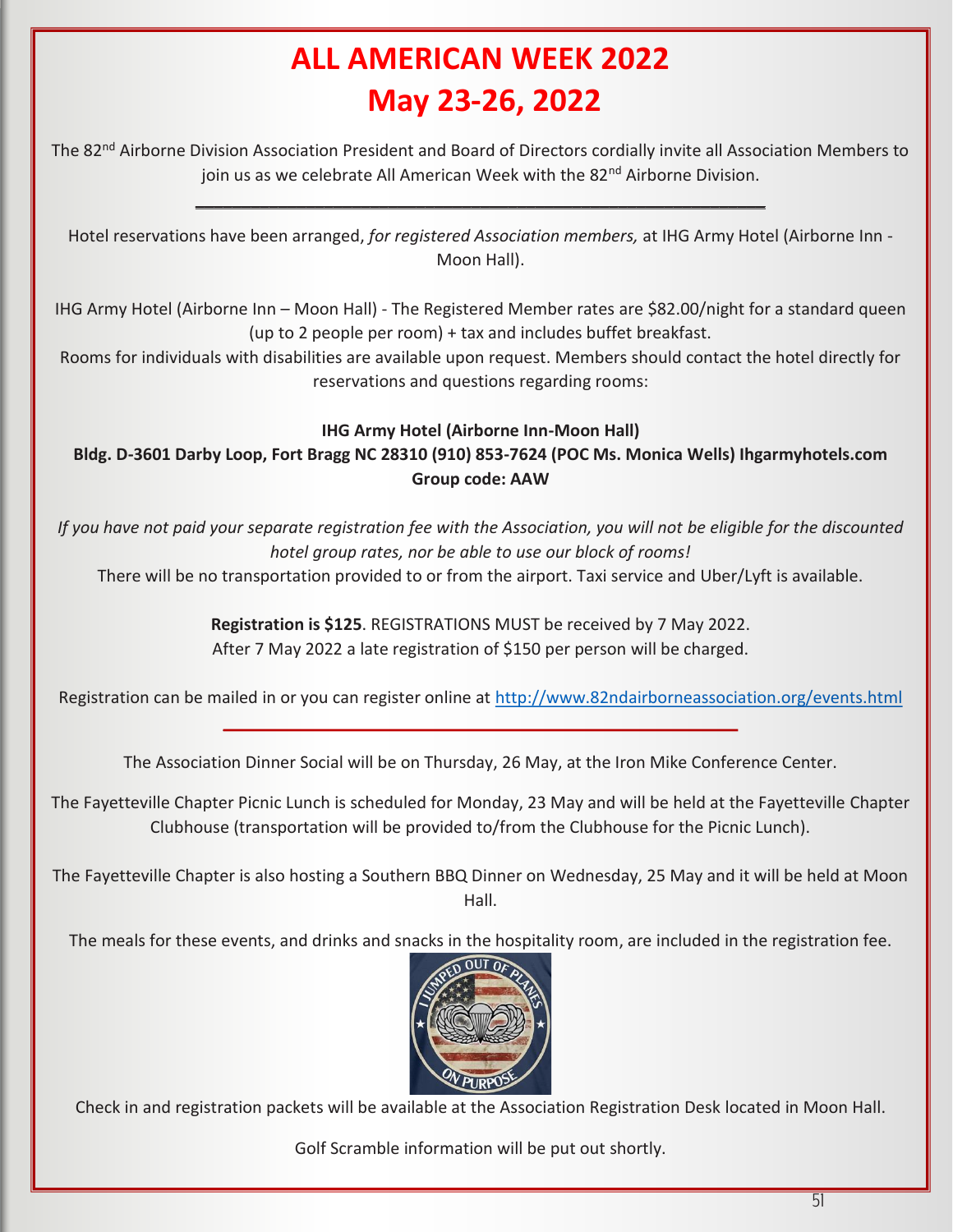# ALL AMERICAN WEEK 2022
# May 23-26, 2022

The 82nd Airborne Division Association President and Board of Directors cordially invite all Association Members to join us as we celebrate All American Week with the 82nd Airborne Division.

---

Hotel reservations have been arranged, *for registered Association members,* at IHG Army Hotel (Airborne Inn - Moon Hall).

IHG Army Hotel (Airborne Inn – Moon Hall) - The Registered Member rates are $82.00/night for a standard queen (up to 2 people per room) + tax and includes buffet breakfast.

Rooms for individuals with disabilities are available upon request. Members should contact the hotel directly for reservations and questions regarding rooms:

**IHG Army Hotel (Airborne Inn-Moon Hall)**
**Bldg. D-3601 Darby Loop, Fort Bragg NC 28310 (910) 853-7624 (POC Ms. Monica Wells) Ihgarmyhotels.com**
**Group code: AAW**

*If you have not paid your separate registration fee with the Association, you will not be eligible for the discounted hotel group rates, nor be able to use our block of rooms!*

There will be no transportation provided to or from the airport. Taxi service and Uber/Lyft is available.

**Registration is $125**. REGISTRATIONS MUST be received by 7 May 2022.
After 7 May 2022 a late registration of $150 per person will be charged.

Registration can be mailed in or you can register online at http://www.82ndairborneassociation.org/events.html

---

The Association Dinner Social will be on Thursday, 26 May, at the Iron Mike Conference Center.

The Fayetteville Chapter Picnic Lunch is scheduled for Monday, 23 May and will be held at the Fayetteville Chapter Clubhouse (transportation will be provided to/from the Clubhouse for the Picnic Lunch).

The Fayetteville Chapter is also hosting a Southern BBQ Dinner on Wednesday, 25 May and it will be held at Moon Hall.

The meals for these events, and drinks and snacks in the hospitality room, are included in the registration fee.

Check in and registration packets will be available at the Association Registration Desk located in Moon Hall.

Golf Scramble information will be put out shortly.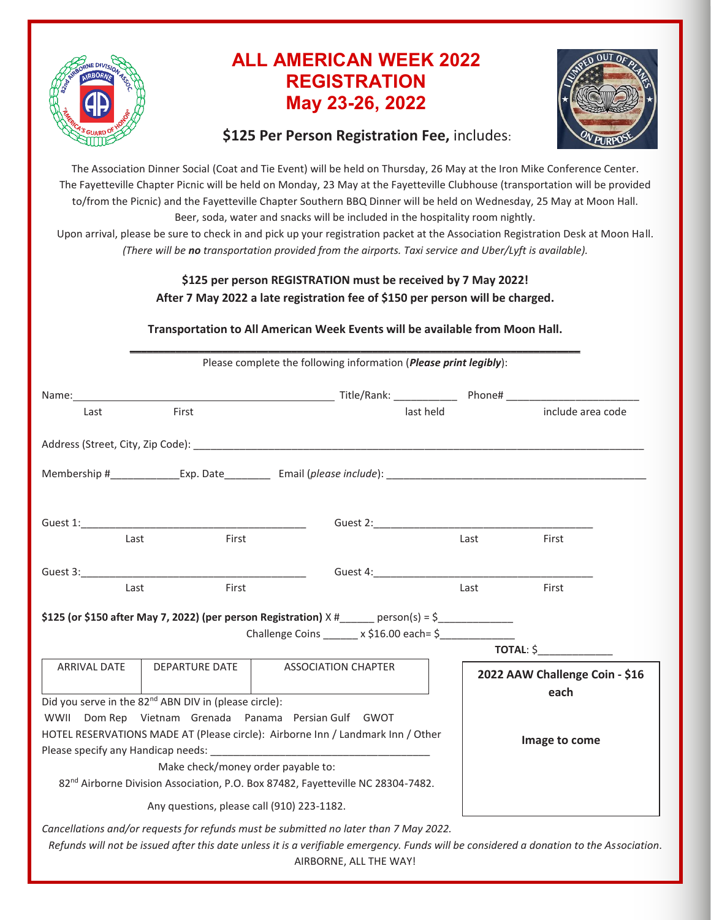# ALL AMERICAN WEEK 2022 REGISTRATION May 23-26, 2022

**$125 Per Person Registration Fee,** includes:

The Association Dinner Social (Coat and Tie Event) will be held on Thursday, 26 May at the Iron Mike Conference Center. The Fayetteville Chapter Picnic will be held on Monday, 23 May at the Fayetteville Clubhouse (transportation will be provided to/from the Picnic) and the Fayetteville Chapter Southern BBQ Dinner will be held on Wednesday, 25 May at Moon Hall. Beer, soda, water and snacks will be included in the hospitality room nightly.

Upon arrival, please be sure to check in and pick up your registration packet at the Association Registration Desk at Moon Hall. *(There will be **no** transportation provided from the airports. Taxi service and Uber/Lyft is available).*

**$125 per person REGISTRATION must be received by 7 May 2022!**
**After 7 May 2022 a late registration fee of $150 per person will be charged.**

**Transportation to All American Week Events will be available from Moon Hall.**

Please complete the following information (***Please print legibly***):

Name:________________________________________ Title/Rank: ___________ Phone# ______________________
Last First last held include area code

Address (Street, City, Zip Code): ________________________________________________________________

Membership #____________Exp. Date________ Email (*please include*): ______________________________

Guest 1:_______________________________ Guest 2:_______________________________
Last First Last First

Guest 3:_______________________________ Guest 4:_______________________________
Last First Last First

**$125 (or $150 after May 7, 2022) (per person Registration)** X #______ person(s) = $_____________

Challenge Coins ______ x $16.00 each= $_____________

**TOTAL**: $_____________

| ARRIVAL DATE | DEPARTURE DATE | ASSOCIATION CHAPTER |
|---|---|---|
| | | |

Did you serve in the 82nd ABN DIV in (please circle):
WWII Dom Rep Vietnam Grenada Panama Persian Gulf GWOT

HOTEL RESERVATIONS MADE AT (Please circle): Airborne Inn / Landmark Inn / Other

Please specify any Handicap needs: ______________________________________

Make check/money order payable to:
82nd Airborne Division Association, P.O. Box 87482, Fayetteville NC 28304-7482.

Any questions, please call (910) 223-1182.

**2022 AAW Challenge Coin - $16 each**

**Image to come**

*Cancellations and/or requests for refunds must be submitted no later than 7 May 2022.*
*Refunds will not be issued after this date unless it is a verifiable emergency. Funds will be considered a donation to the Association.*

AIRBORNE, ALL THE WAY!